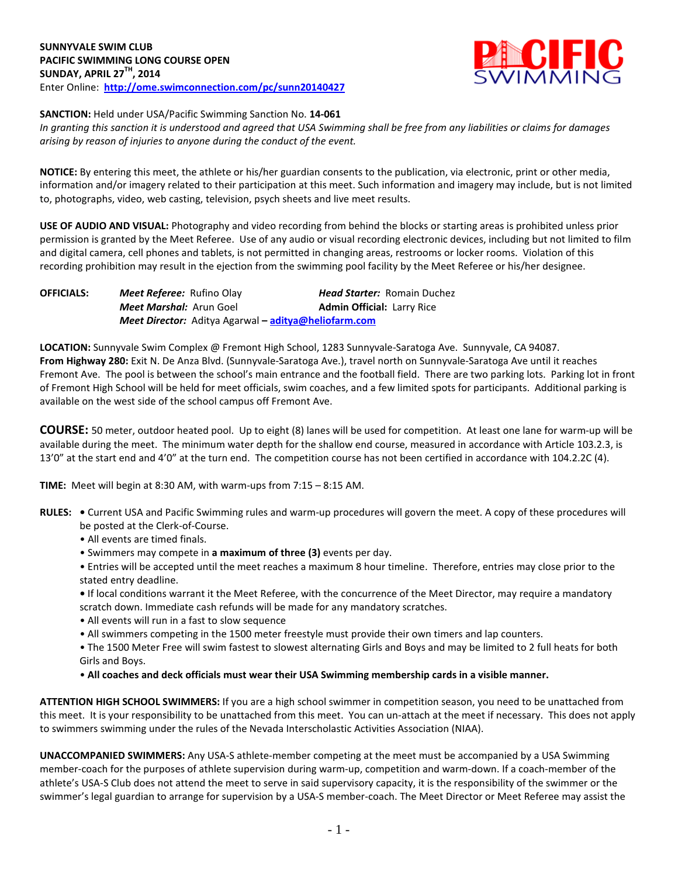**SUNNYVALE SWIM CLUB**
**PACIFIC SWIMMING LONG COURSE OPEN**
**SUNDAY, APRIL 27TH, 2014**
Enter Online: **http://ome.swimconnection.com/pc/sunn20140427**

**SANCTION:** Held under USA/Pacific Swimming Sanction No. **14-061**
*In granting this sanction it is understood and agreed that USA Swimming shall be free from any liabilities or claims for damages arising by reason of injuries to anyone during the conduct of the event.*

**NOTICE:** By entering this meet, the athlete or his/her guardian consents to the publication, via electronic, print or other media, information and/or imagery related to their participation at this meet. Such information and imagery may include, but is not limited to, photographs, video, web casting, television, psych sheets and live meet results.

**USE OF AUDIO AND VISUAL:** Photography and video recording from behind the blocks or starting areas is prohibited unless prior permission is granted by the Meet Referee. Use of any audio or visual recording electronic devices, including but not limited to film and digital camera, cell phones and tablets, is not permitted in changing areas, restrooms or locker rooms. Violation of this recording prohibition may result in the ejection from the swimming pool facility by the Meet Referee or his/her designee.

**OFFICIALS:** *Meet Referee:* Rufino Olay *Head Starter:* Romain Duchez
*Meet Marshal:* Arun Goel *Admin Official:* Larry Rice
*Meet Director:* Aditya Agarwal – **aditya@heliofarm.com**

**LOCATION:** Sunnyvale Swim Complex @ Fremont High School, 1283 Sunnyvale-Saratoga Ave. Sunnyvale, CA 94087.
**From Highway 280:** Exit N. De Anza Blvd. (Sunnyvale-Saratoga Ave.), travel north on Sunnyvale-Saratoga Ave until it reaches Fremont Ave. The pool is between the school's main entrance and the football field. There are two parking lots. Parking lot in front of Fremont High School will be held for meet officials, swim coaches, and a few limited spots for participants. Additional parking is available on the west side of the school campus off Fremont Ave.

**COURSE:** 50 meter, outdoor heated pool. Up to eight (8) lanes will be used for competition. At least one lane for warm-up will be available during the meet. The minimum water depth for the shallow end course, measured in accordance with Article 103.2.3, is 13'0" at the start end and 4'0" at the turn end. The competition course has not been certified in accordance with 104.2.2C (4).

**TIME:** Meet will begin at 8:30 AM, with warm-ups from 7:15 – 8:15 AM.

**RULES:**
- Current USA and Pacific Swimming rules and warm-up procedures will govern the meet. A copy of these procedures will be posted at the Clerk-of-Course.
- All events are timed finals.
- Swimmers may compete in **a maximum of three (3)** events per day.
- Entries will be accepted until the meet reaches a maximum 8 hour timeline. Therefore, entries may close prior to the stated entry deadline.
- If local conditions warrant it the Meet Referee, with the concurrence of the Meet Director, may require a mandatory scratch down. Immediate cash refunds will be made for any mandatory scratches.
- All events will run in a fast to slow sequence
- All swimmers competing in the 1500 meter freestyle must provide their own timers and lap counters.
- The 1500 Meter Free will swim fastest to slowest alternating Girls and Boys and may be limited to 2 full heats for both Girls and Boys.
- **All coaches and deck officials must wear their USA Swimming membership cards in a visible manner.**

**ATTENTION HIGH SCHOOL SWIMMERS:** If you are a high school swimmer in competition season, you need to be unattached from this meet. It is your responsibility to be unattached from this meet. You can un-attach at the meet if necessary. This does not apply to swimmers swimming under the rules of the Nevada Interscholastic Activities Association (NIAA).

**UNACCOMPANIED SWIMMERS:** Any USA-S athlete-member competing at the meet must be accompanied by a USA Swimming member-coach for the purposes of athlete supervision during warm-up, competition and warm-down. If a coach-member of the athlete's USA-S Club does not attend the meet to serve in said supervisory capacity, it is the responsibility of the swimmer or the swimmer's legal guardian to arrange for supervision by a USA-S member-coach. The Meet Director or Meet Referee may assist the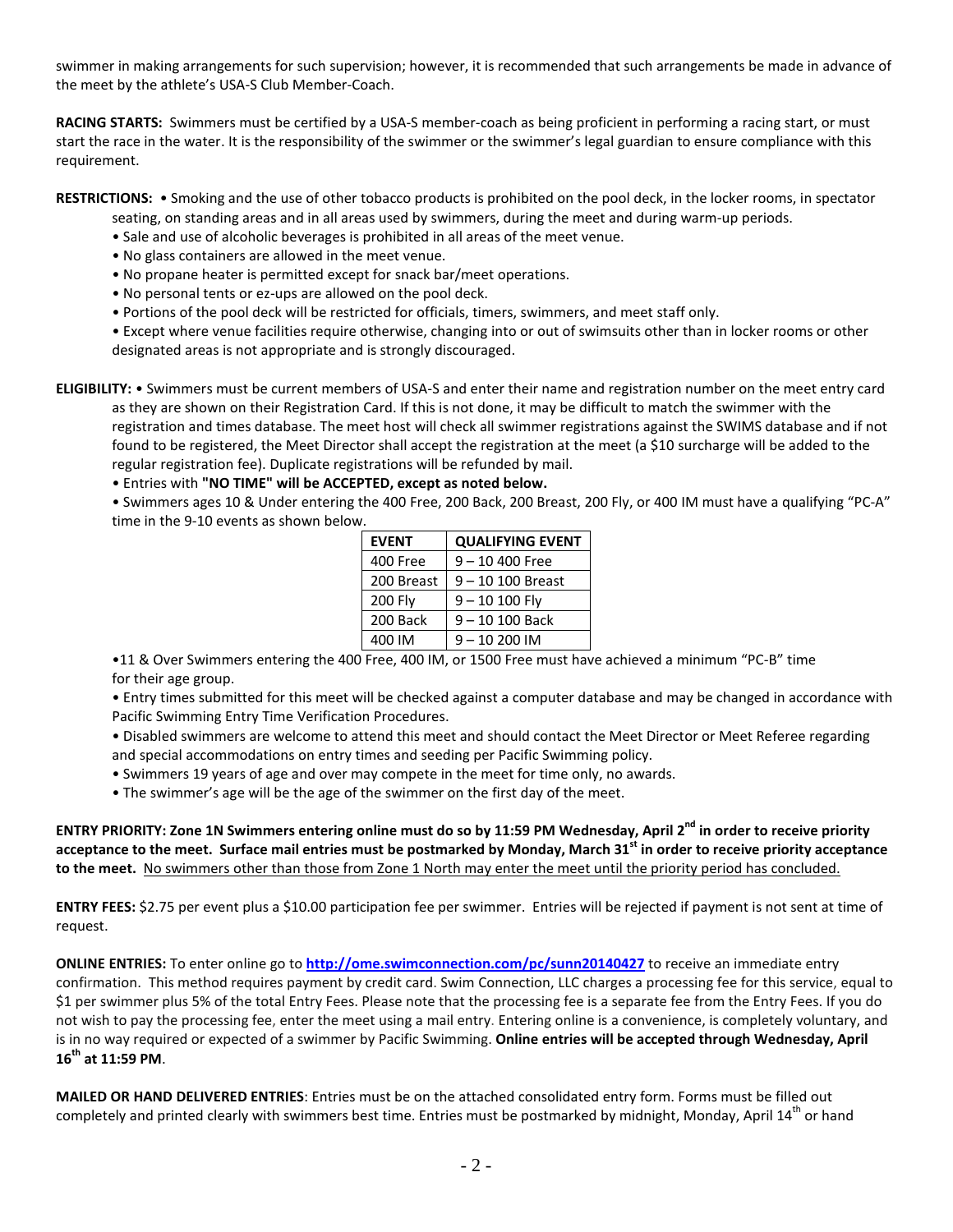swimmer in making arrangements for such supervision; however, it is recommended that such arrangements be made in advance of the meet by the athlete's USA-S Club Member-Coach.

**RACING STARTS:** Swimmers must be certified by a USA-S member-coach as being proficient in performing a racing start, or must start the race in the water. It is the responsibility of the swimmer or the swimmer's legal guardian to ensure compliance with this requirement.

**RESTRICTIONS:** • Smoking and the use of other tobacco products is prohibited on the pool deck, in the locker rooms, in spectator seating, on standing areas and in all areas used by swimmers, during the meet and during warm-up periods.

- Sale and use of alcoholic beverages is prohibited in all areas of the meet venue.
- No glass containers are allowed in the meet venue.
- No propane heater is permitted except for snack bar/meet operations.
- No personal tents or ez-ups are allowed on the pool deck.
- Portions of the pool deck will be restricted for officials, timers, swimmers, and meet staff only.
- Except where venue facilities require otherwise, changing into or out of swimsuits other than in locker rooms or other designated areas is not appropriate and is strongly discouraged.

**ELIGIBILITY:** • Swimmers must be current members of USA-S and enter their name and registration number on the meet entry card as they are shown on their Registration Card. If this is not done, it may be difficult to match the swimmer with the registration and times database. The meet host will check all swimmer registrations against the SWIMS database and if not found to be registered, the Meet Director shall accept the registration at the meet (a $10 surcharge will be added to the regular registration fee). Duplicate registrations will be refunded by mail.

- Entries with **"NO TIME" will be ACCEPTED, except as noted below.**
- Swimmers ages 10 & Under entering the 400 Free, 200 Back, 200 Breast, 200 Fly, or 400 IM must have a qualifying "PC-A" time in the 9-10 events as shown below.

| EVENT | QUALIFYING EVENT |
|---|---|
| 400 Free | 9 – 10 400 Free |
| 200 Breast | 9 – 10 100 Breast |
| 200 Fly | 9 – 10 100 Fly |
| 200 Back | 9 – 10 100 Back |
| 400 IM | 9 – 10 200 IM |

- 11 & Over Swimmers entering the 400 Free, 400 IM, or 1500 Free must have achieved a minimum "PC-B" time for their age group.
- Entry times submitted for this meet will be checked against a computer database and may be changed in accordance with Pacific Swimming Entry Time Verification Procedures.
- Disabled swimmers are welcome to attend this meet and should contact the Meet Director or Meet Referee regarding and special accommodations on entry times and seeding per Pacific Swimming policy.
- Swimmers 19 years of age and over may compete in the meet for time only, no awards.
- The swimmer's age will be the age of the swimmer on the first day of the meet.

**ENTRY PRIORITY: Zone 1N Swimmers entering online must do so by 11:59 PM Wednesday, April 2nd in order to receive priority acceptance to the meet. Surface mail entries must be postmarked by Monday, March 31st in order to receive priority acceptance to the meet.** No swimmers other than those from Zone 1 North may enter the meet until the priority period has concluded.

**ENTRY FEES:** $2.75 per event plus a $10.00 participation fee per swimmer. Entries will be rejected if payment is not sent at time of request.

**ONLINE ENTRIES:** To enter online go to **http://ome.swimconnection.com/pc/sunn20140427** to receive an immediate entry confirmation. This method requires payment by credit card. Swim Connection, LLC charges a processing fee for this service, equal to $1 per swimmer plus 5% of the total Entry Fees. Please note that the processing fee is a separate fee from the Entry Fees. If you do not wish to pay the processing fee, enter the meet using a mail entry. Entering online is a convenience, is completely voluntary, and is in no way required or expected of a swimmer by Pacific Swimming. **Online entries will be accepted through Wednesday, April 16th at 11:59 PM**.

**MAILED OR HAND DELIVERED ENTRIES**: Entries must be on the attached consolidated entry form. Forms must be filled out completely and printed clearly with swimmers best time. Entries must be postmarked by midnight, Monday, April 14th or hand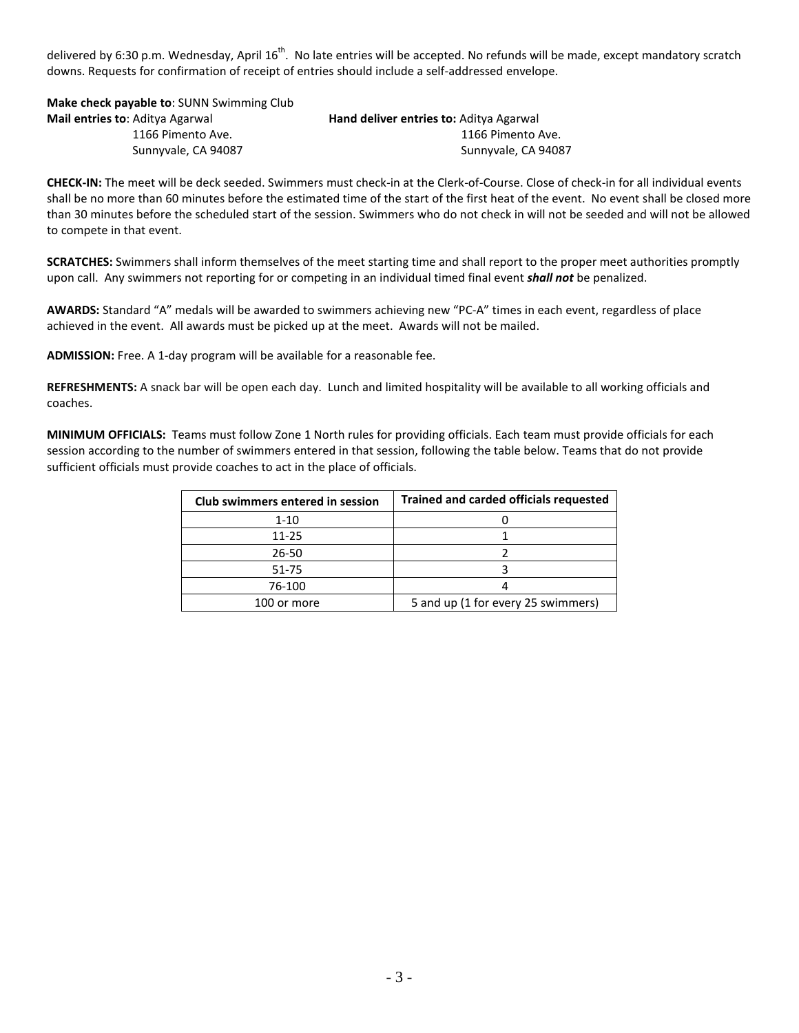delivered by 6:30 p.m. Wednesday, April 16th. No late entries will be accepted. No refunds will be made, except mandatory scratch downs. Requests for confirmation of receipt of entries should include a self-addressed envelope.

**Make check payable to**: SUNN Swimming Club

**Mail entries to**: Aditya Agarwal
1166 Pimento Ave.
Sunnyvale, CA 94087

**Hand deliver entries to:** Aditya Agarwal
1166 Pimento Ave.
Sunnyvale, CA 94087

**CHECK-IN:** The meet will be deck seeded. Swimmers must check-in at the Clerk-of-Course. Close of check-in for all individual events shall be no more than 60 minutes before the estimated time of the start of the first heat of the event. No event shall be closed more than 30 minutes before the scheduled start of the session. Swimmers who do not check in will not be seeded and will not be allowed to compete in that event.

**SCRATCHES:** Swimmers shall inform themselves of the meet starting time and shall report to the proper meet authorities promptly upon call. Any swimmers not reporting for or competing in an individual timed final event ***shall not*** be penalized.

**AWARDS:** Standard "A" medals will be awarded to swimmers achieving new "PC-A" times in each event, regardless of place achieved in the event. All awards must be picked up at the meet. Awards will not be mailed.

**ADMISSION:** Free. A 1-day program will be available for a reasonable fee.

**REFRESHMENTS:** A snack bar will be open each day. Lunch and limited hospitality will be available to all working officials and coaches.

**MINIMUM OFFICIALS:** Teams must follow Zone 1 North rules for providing officials. Each team must provide officials for each session according to the number of swimmers entered in that session, following the table below. Teams that do not provide sufficient officials must provide coaches to act in the place of officials.

| Club swimmers entered in session | Trained and carded officials requested |
|---|---|
| 1-10 | 0 |
| 11-25 | 1 |
| 26-50 | 2 |
| 51-75 | 3 |
| 76-100 | 4 |
| 100 or more | 5 and up (1 for every 25 swimmers) |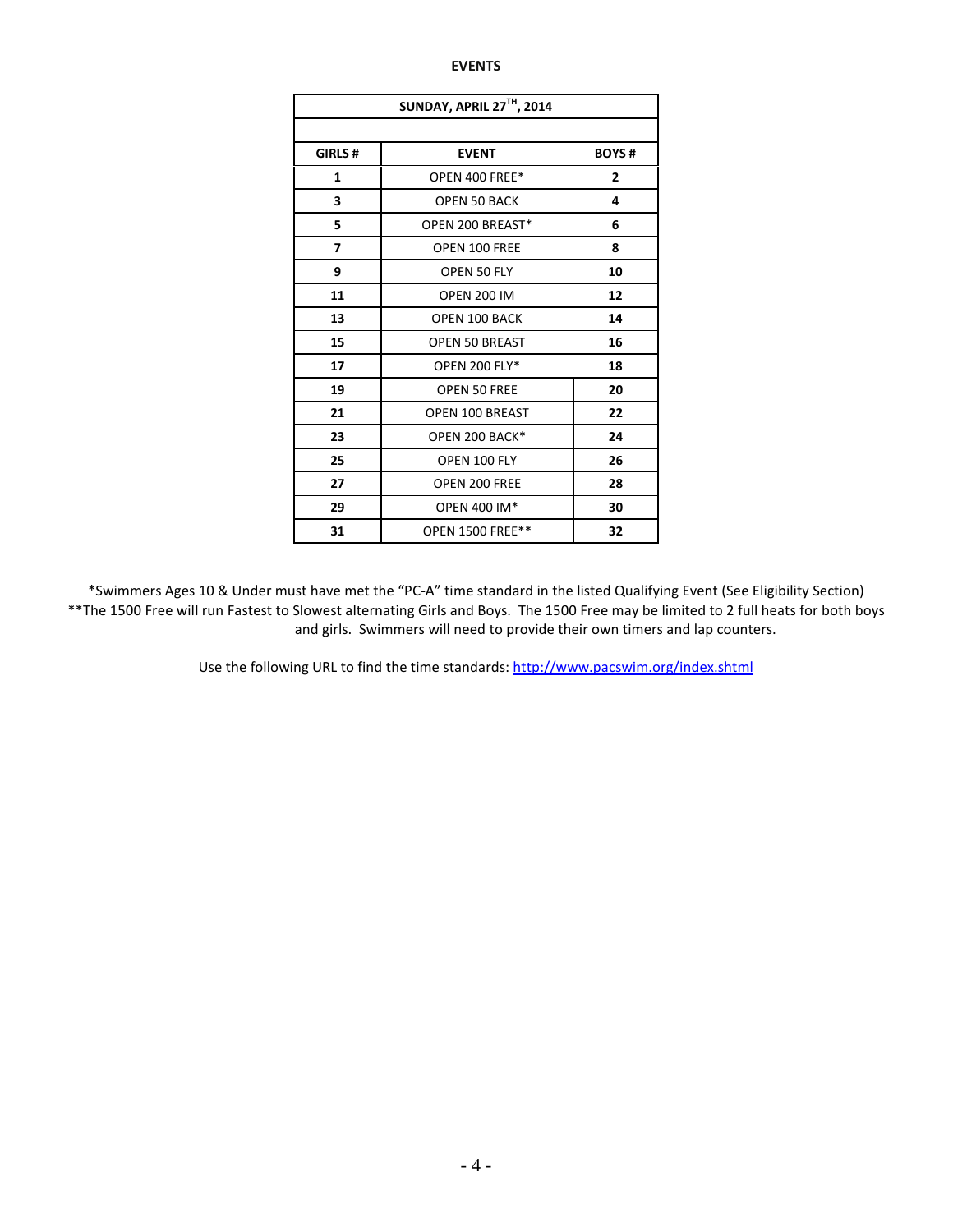## EVENTS

| SUNDAY, APRIL 27TH, 2014 | | |
|---|---|---|
| | | |
| **GIRLS #** | **EVENT** | **BOYS #** |
| **1** | OPEN 400 FREE* | **2** |
| **3** | OPEN 50 BACK | **4** |
| **5** | OPEN 200 BREAST* | **6** |
| **7** | OPEN 100 FREE | **8** |
| **9** | OPEN 50 FLY | **10** |
| **11** | OPEN 200 IM | **12** |
| **13** | OPEN 100 BACK | **14** |
| **15** | OPEN 50 BREAST | **16** |
| **17** | OPEN 200 FLY* | **18** |
| **19** | OPEN 50 FREE | **20** |
| **21** | OPEN 100 BREAST | **22** |
| **23** | OPEN 200 BACK* | **24** |
| **25** | OPEN 100 FLY | **26** |
| **27** | OPEN 200 FREE | **28** |
| **29** | OPEN 400 IM* | **30** |
| **31** | OPEN 1500 FREE** | **32** |

*Swimmers Ages 10 & Under must have met the "PC-A" time standard in the listed Qualifying Event (See Eligibility Section)

**The 1500 Free will run Fastest to Slowest alternating Girls and Boys. The 1500 Free may be limited to 2 full heats for both boys and girls. Swimmers will need to provide their own timers and lap counters.

Use the following URL to find the time standards: http://www.pacswim.org/index.shtml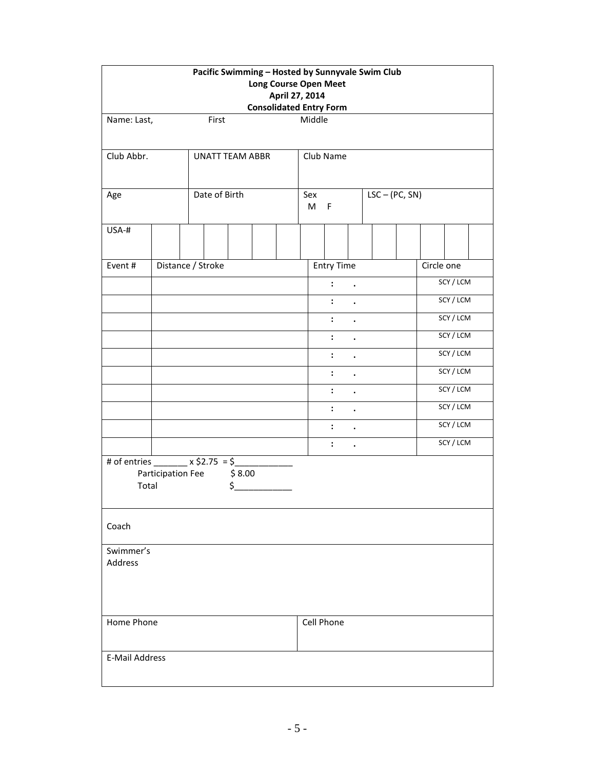**Pacific Swimming – Hosted by Sunnyvale Swim Club**
**Long Course Open Meet**
**April 27, 2014**
**Consolidated Entry Form**

| Name: Last, | First | Middle | |
|---|---|---|---|
| Club Abbr. | UNATT TEAM ABBR | Club Name | |
| Age | Date of Birth | Sex M F | LSC – (PC, SN) |

| USA-# | | | | | | | | | | | | | | |
|---|---|---|---|---|---|---|---|---|---|---|---|---|---|---|

| Event # | Distance / Stroke | Entry Time | Circle one |
|---|---|---|---|
| | | : . | SCY / LCM |
| | | : . | SCY / LCM |
| | | : . | SCY / LCM |
| | | : . | SCY / LCM |
| | | : . | SCY / LCM |
| | | : . | SCY / LCM |
| | | : . | SCY / LCM |
| | | : . | SCY / LCM |
| | | : . | SCY / LCM |
| | | : . | SCY / LCM |

# of entries _______ x $2.75 = $____________
Participation Fee $ 8.00
Total $____________

Coach

Swimmer's Address

| Home Phone | Cell Phone |
|---|---|

E-Mail Address